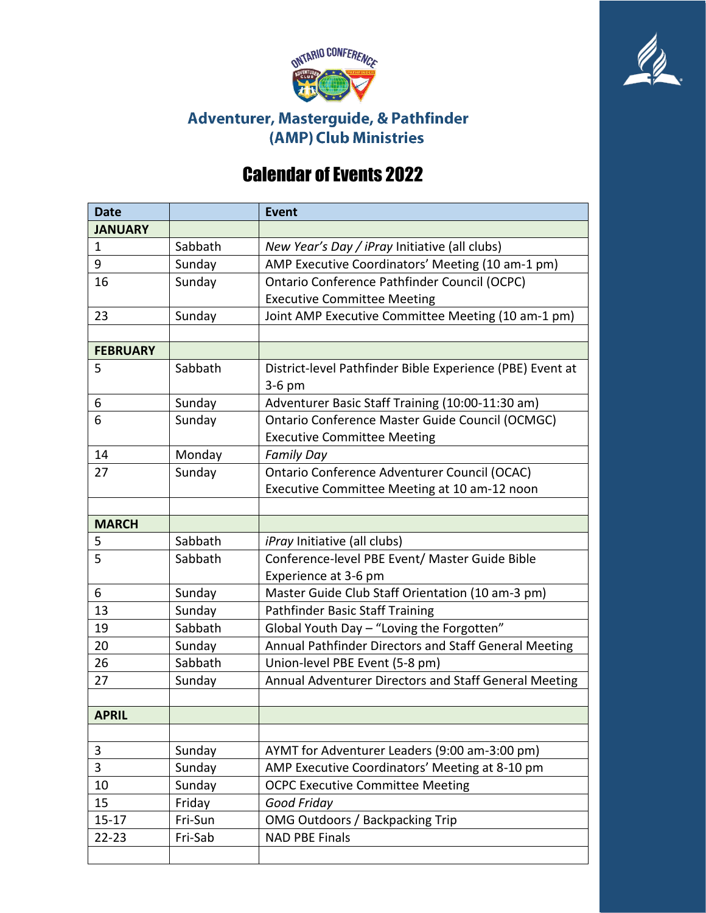# Adventurer, Masterguide, & Pathfinder (AMP) Club Ministries

## Calendar of Events 2022

| Date | | Event |
|---|---|---|
| **JANUARY** | | |
| 1 | Sabbath | *New Year's Day / iPray* Initiative (all clubs) |
| 9 | Sunday | AMP Executive Coordinators' Meeting (10 am-1 pm) |
| 16 | Sunday | Ontario Conference Pathfinder Council (OCPC) Executive Committee Meeting |
| 23 | Sunday | Joint AMP Executive Committee Meeting (10 am-1 pm) |
| | | |
| **FEBRUARY** | | |
| 5 | Sabbath | District-level Pathfinder Bible Experience (PBE) Event at 3-6 pm |
| 6 | Sunday | Adventurer Basic Staff Training (10:00-11:30 am) |
| 6 | Sunday | Ontario Conference Master Guide Council (OCMGC) Executive Committee Meeting |
| 14 | Monday | *Family Day* |
| 27 | Sunday | Ontario Conference Adventurer Council (OCAC) Executive Committee Meeting at 10 am-12 noon |
| | | |
| **MARCH** | | |
| 5 | Sabbath | *iPray* Initiative (all clubs) |
| 5 | Sabbath | Conference-level PBE Event/ Master Guide Bible Experience at 3-6 pm |
| 6 | Sunday | Master Guide Club Staff Orientation (10 am-3 pm) |
| 13 | Sunday | Pathfinder Basic Staff Training |
| 19 | Sabbath | Global Youth Day – "Loving the Forgotten" |
| 20 | Sunday | Annual Pathfinder Directors and Staff General Meeting |
| 26 | Sabbath | Union-level PBE Event (5-8 pm) |
| 27 | Sunday | Annual Adventurer Directors and Staff General Meeting |
| | | |
| **APRIL** | | |
| | | |
| 3 | Sunday | AYMT for Adventurer Leaders (9:00 am-3:00 pm) |
| 3 | Sunday | AMP Executive Coordinators' Meeting at 8-10 pm |
| 10 | Sunday | OCPC Executive Committee Meeting |
| 15 | Friday | *Good Friday* |
| 15-17 | Fri-Sun | OMG Outdoors / Backpacking Trip |
| 22-23 | Fri-Sab | NAD PBE Finals |
| | | |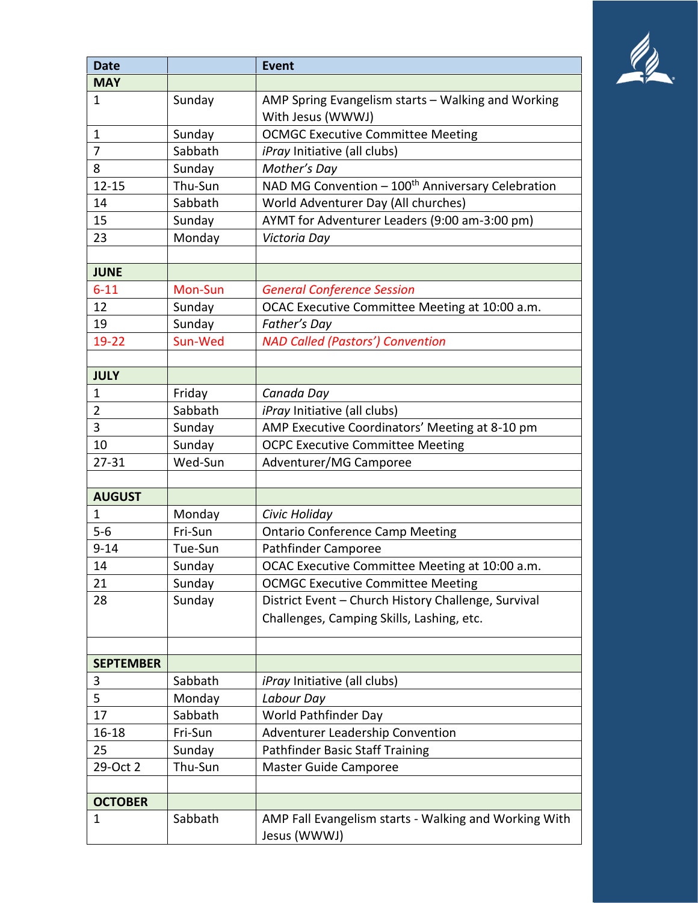| Date | | Event |
|---|---|---|
| **MAY** | | |
| 1 | Sunday | AMP Spring Evangelism starts – Walking and Working With Jesus (WWWJ) |
| 1 | Sunday | OCMGC Executive Committee Meeting |
| 7 | Sabbath | *iPray* Initiative (all clubs) |
| 8 | Sunday | *Mother's Day* |
| 12-15 | Thu-Sun | NAD MG Convention – 100th Anniversary Celebration |
| 14 | Sabbath | World Adventurer Day (All churches) |
| 15 | Sunday | AYMT for Adventurer Leaders (9:00 am-3:00 pm) |
| 23 | Monday | *Victoria Day* |
| | | |
| **JUNE** | | |
| 6-11 | Mon-Sun | *General Conference Session* |
| 12 | Sunday | OCAC Executive Committee Meeting at 10:00 a.m. |
| 19 | Sunday | *Father's Day* |
| 19-22 | Sun-Wed | *NAD Called (Pastors') Convention* |
| | | |
| **JULY** | | |
| 1 | Friday | *Canada Day* |
| 2 | Sabbath | *iPray* Initiative (all clubs) |
| 3 | Sunday | AMP Executive Coordinators' Meeting at 8-10 pm |
| 10 | Sunday | OCPC Executive Committee Meeting |
| 27-31 | Wed-Sun | Adventurer/MG Camporee |
| | | |
| **AUGUST** | | |
| 1 | Monday | *Civic Holiday* |
| 5-6 | Fri-Sun | Ontario Conference Camp Meeting |
| 9-14 | Tue-Sun | Pathfinder Camporee |
| 14 | Sunday | OCAC Executive Committee Meeting at 10:00 a.m. |
| 21 | Sunday | OCMGC Executive Committee Meeting |
| 28 | Sunday | District Event – Church History Challenge, Survival Challenges, Camping Skills, Lashing, etc. |
| | | |
| **SEPTEMBER** | | |
| 3 | Sabbath | *iPray* Initiative (all clubs) |
| 5 | Monday | *Labour Day* |
| 17 | Sabbath | World Pathfinder Day |
| 16-18 | Fri-Sun | Adventurer Leadership Convention |
| 25 | Sunday | Pathfinder Basic Staff Training |
| 29-Oct 2 | Thu-Sun | Master Guide Camporee |
| | | |
| **OCTOBER** | | |
| 1 | Sabbath | AMP Fall Evangelism starts - Walking and Working With Jesus (WWWJ) |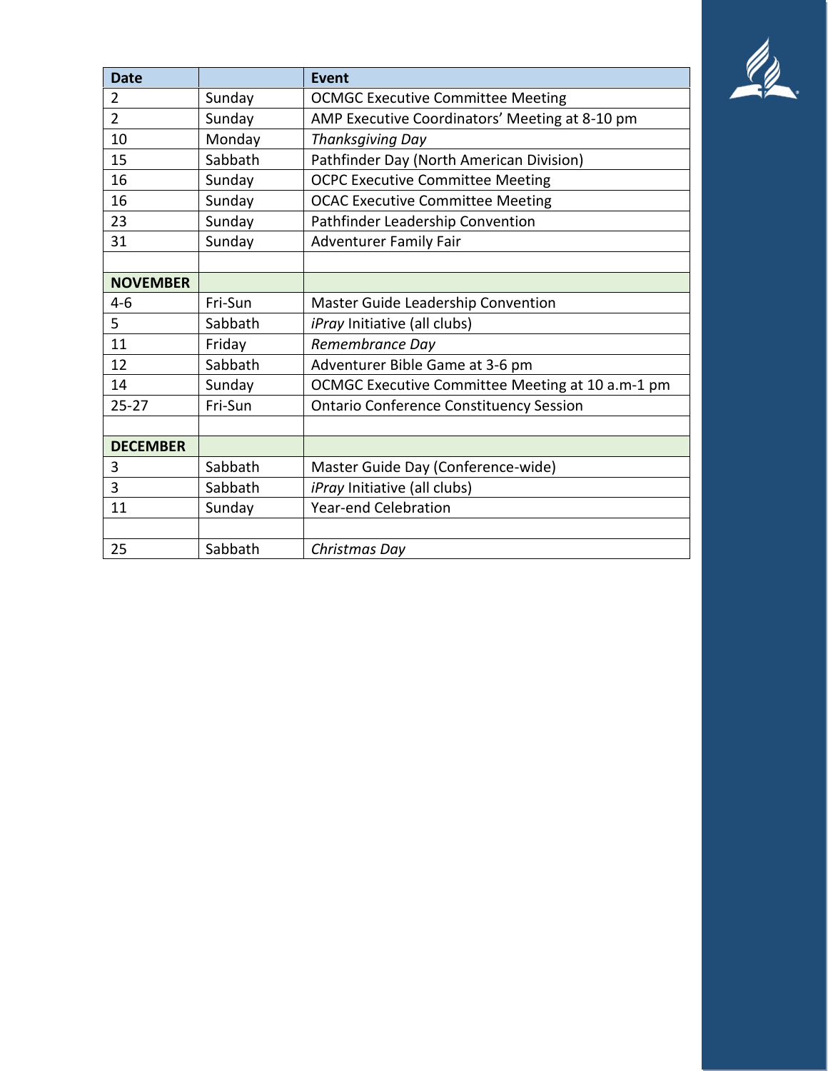| Date | | Event |
|---|---|---|
| 2 | Sunday | OCMGC Executive Committee Meeting |
| 2 | Sunday | AMP Executive Coordinators' Meeting at 8-10 pm |
| 10 | Monday | *Thanksgiving Day* |
| 15 | Sabbath | Pathfinder Day (North American Division) |
| 16 | Sunday | OCPC Executive Committee Meeting |
| 16 | Sunday | OCAC Executive Committee Meeting |
| 23 | Sunday | Pathfinder Leadership Convention |
| 31 | Sunday | Adventurer Family Fair |
| | | |
| **NOVEMBER** | | |
| 4-6 | Fri-Sun | Master Guide Leadership Convention |
| 5 | Sabbath | *iPray* Initiative (all clubs) |
| 11 | Friday | *Remembrance Day* |
| 12 | Sabbath | Adventurer Bible Game at 3-6 pm |
| 14 | Sunday | OCMGC Executive Committee Meeting at 10 a.m-1 pm |
| 25-27 | Fri-Sun | Ontario Conference Constituency Session |
| | | |
| **DECEMBER** | | |
| 3 | Sabbath | Master Guide Day (Conference-wide) |
| 3 | Sabbath | *iPray* Initiative (all clubs) |
| 11 | Sunday | Year-end Celebration |
| | | |
| 25 | Sabbath | *Christmas Day* |